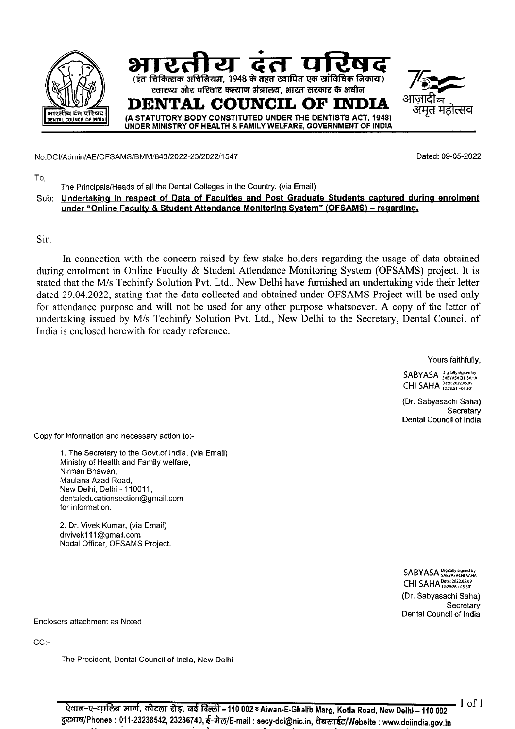# भारतीय दंत परिषद

(दंत चिकित्सक अधिनियम, 1948 के तहत स्थापित एक सांविधिक निकाय)
स्वास्थ्य और परिवार कल्याण मंत्रालय, भारत सरकार के अधीन

# DENTAL COUNCIL OF INDIA

(A STATUTORY BODY CONSTITUTED UNDER THE DENTISTS ACT, 1948)
UNDER MINISTRY OF HEALTH & FAMILY WELFARE, GOVERNMENT OF INDIA

आज़ादी का अमृत महोत्सव

No.DCI/Admin/AE/OFSAMS/BMM/843/2022-23/2022/1547

Dated: 09-05-2022

To,

The Principals/Heads of all the Dental Colleges in the Country. (via Email)

Sub: **Undertaking in respect of Data of Faculties and Post Graduate Students captured during enrolment under "Online Faculty & Student Attendance Monitoring System" (OFSAMS) – regarding.**

Sir,

In connection with the concern raised by few stake holders regarding the usage of data obtained during enrolment in Online Faculty & Student Attendance Monitoring System (OFSAMS) project. It is stated that the M/s Techinfy Solution Pvt. Ltd., New Delhi have furnished an undertaking vide their letter dated 29.04.2022, stating that the data collected and obtained under OFSAMS Project will be used only for attendance purpose and will not be used for any other purpose whatsoever. A copy of the letter of undertaking issued by M/s Techinfy Solution Pvt. Ltd., New Delhi to the Secretary, Dental Council of India is enclosed herewith for ready reference.

Yours faithfully,

SABYASACHI SAHA Digitally signed by SABYASACHI SAHA Date: 2022.05.09 12:28:51 +05'30'

(Dr. Sabyasachi Saha)
Secretary
Dental Council of India

Copy for information and necessary action to:-

1. The Secretary to the Govt.of India, (via Email)
Ministry of Health and Family welfare,
Nirman Bhawan,
Maulana Azad Road,
New Delhi, Delhi - 110011,
dentaleducationsection@gmail.com
for information.

2. Dr. Vivek Kumar, (via Email)
drvivek111@gmail.com
Nodal Officer, OFSAMS Project.

SABYASACHI SAHA Digitally signed by SABYASACHI SAHA Date: 2022.05.09 12:29:26 +05'30'

(Dr. Sabyasachi Saha)
Secretary
Dental Council of India

Enclosers attachment as Noted

CC:-

The President, Dental Council of India, New Delhi

ऐवान-ए-ग़ालिब मार्ग, कोटला रोड, नई दिल्ली – 110 002 ■ Aiwan-E-Ghalib Marg, Kotla Road, New Delhi – 110 002
दूरभाष/Phones : 011-23238542, 23236740, ई-मेल/E-mail : secy-dci@nic.in, वेबसाईट/Website : www.dciindia.gov.in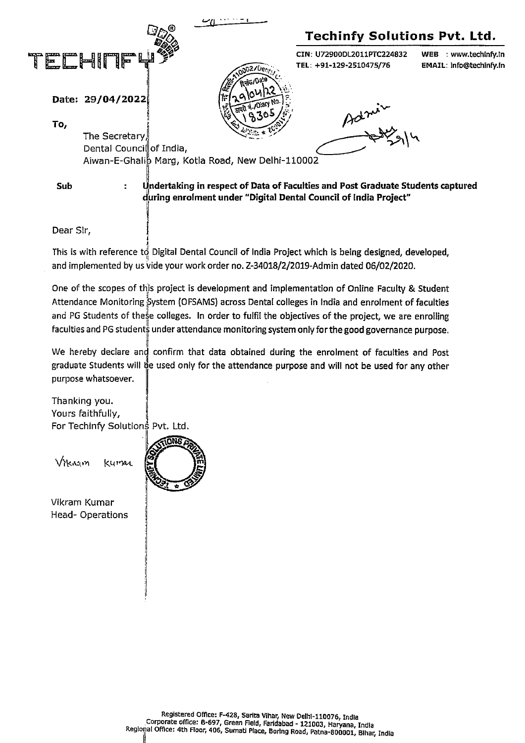# Techinfy Solutions Pvt. Ltd.

CIN: U72900DL2011PTC224832 WEB : www.techinfy.in
TEL: +91-129-2510475/76 EMAIL: info@techinfy.in

Date: 29/04/2022

To,

The Secretary,
Dental Council of India,
Aiwan-E-Ghalib Marg, Kotla Road, New Delhi-110002

Sub : **Undertaking in respect of Data of Faculties and Post Graduate Students captured during enrolment under "Digital Dental Council of India Project"**

Dear Sir,

This is with reference to Digital Dental Council of India Project which is being designed, developed, and implemented by us vide your work order no. Z-34018/2/2019-Admin dated 06/02/2020.

One of the scopes of this project is development and implementation of Online Faculty & Student Attendance Monitoring System (OFSAMS) across Dental colleges in India and enrolment of faculties and PG Students of these colleges. In order to fulfil the objectives of the project, we are enrolling faculties and PG students under attendance monitoring system only for the good governance purpose.

We hereby declare and confirm that data obtained during the enrolment of faculties and Post graduate Students will be used only for the attendance purpose and will not be used for any other purpose whatsoever.

Thanking you.
Yours faithfully,
For Techinfy Solutions Pvt. Ltd.

Vikram Kumar

Vikram Kumar
Head- Operations

Registered Office: F-428, Sarita Vihar, New Delhi-110076, India
Corporate office: B-697, Green Field, Faridabad - 121003, Haryana, India
Regional Office: 4th Floor, 406, Sumati Place, Boring Road, Patna-800001, Bihar, India